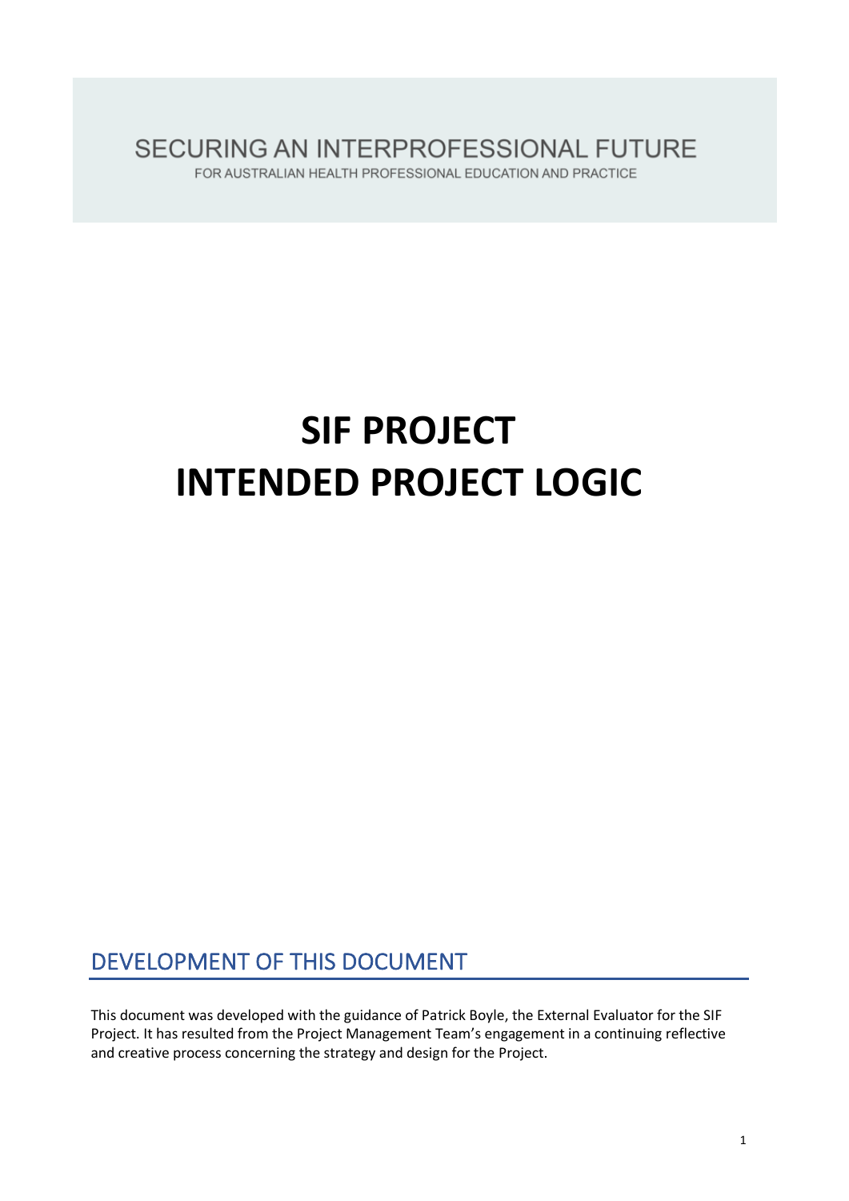SECURING AN INTERPROFESSIONAL FUTURE

FOR AUSTRALIAN HEALTH PROFESSIONAL EDUCATION AND PRACTICE

# SIF PROJECT
# INTENDED PROJECT LOGIC

## DEVELOPMENT OF THIS DOCUMENT

This document was developed with the guidance of Patrick Boyle, the External Evaluator for the SIF Project. It has resulted from the Project Management Team's engagement in a continuing reflective and creative process concerning the strategy and design for the Project.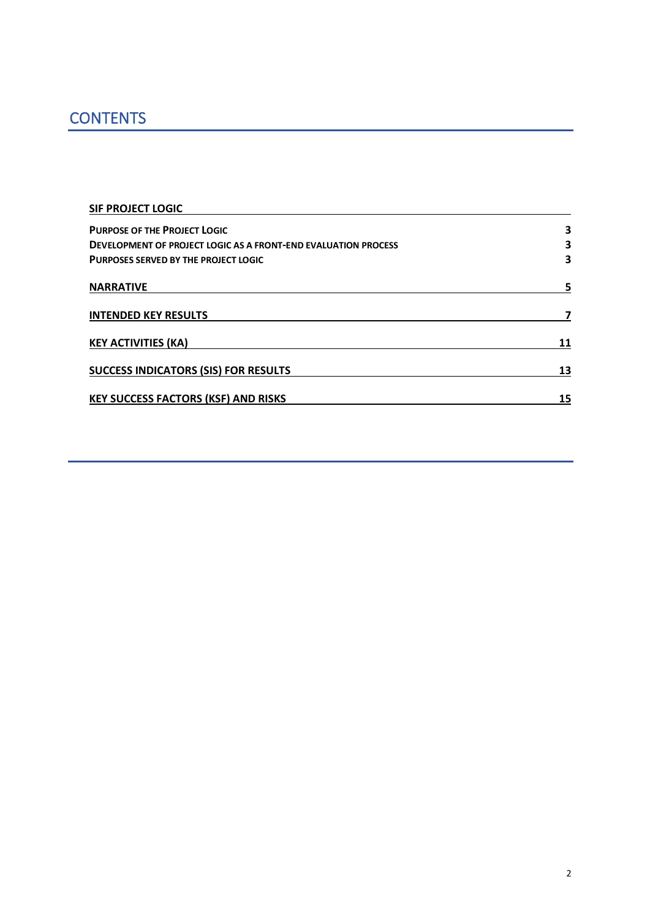# CONTENTS

| | |
|---|---|
| **SIF PROJECT LOGIC** | |
| **PURPOSE OF THE PROJECT LOGIC** | **3** |
| **DEVELOPMENT OF PROJECT LOGIC AS A FRONT-END EVALUATION PROCESS** | **3** |
| **PURPOSES SERVED BY THE PROJECT LOGIC** | **3** |
| **NARRATIVE** | **5** |
| **INTENDED KEY RESULTS** | **7** |
| **KEY ACTIVITIES (KA)** | **11** |
| **SUCCESS INDICATORS (SIS) FOR RESULTS** | **13** |
| **KEY SUCCESS FACTORS (KSF) AND RISKS** | **15** |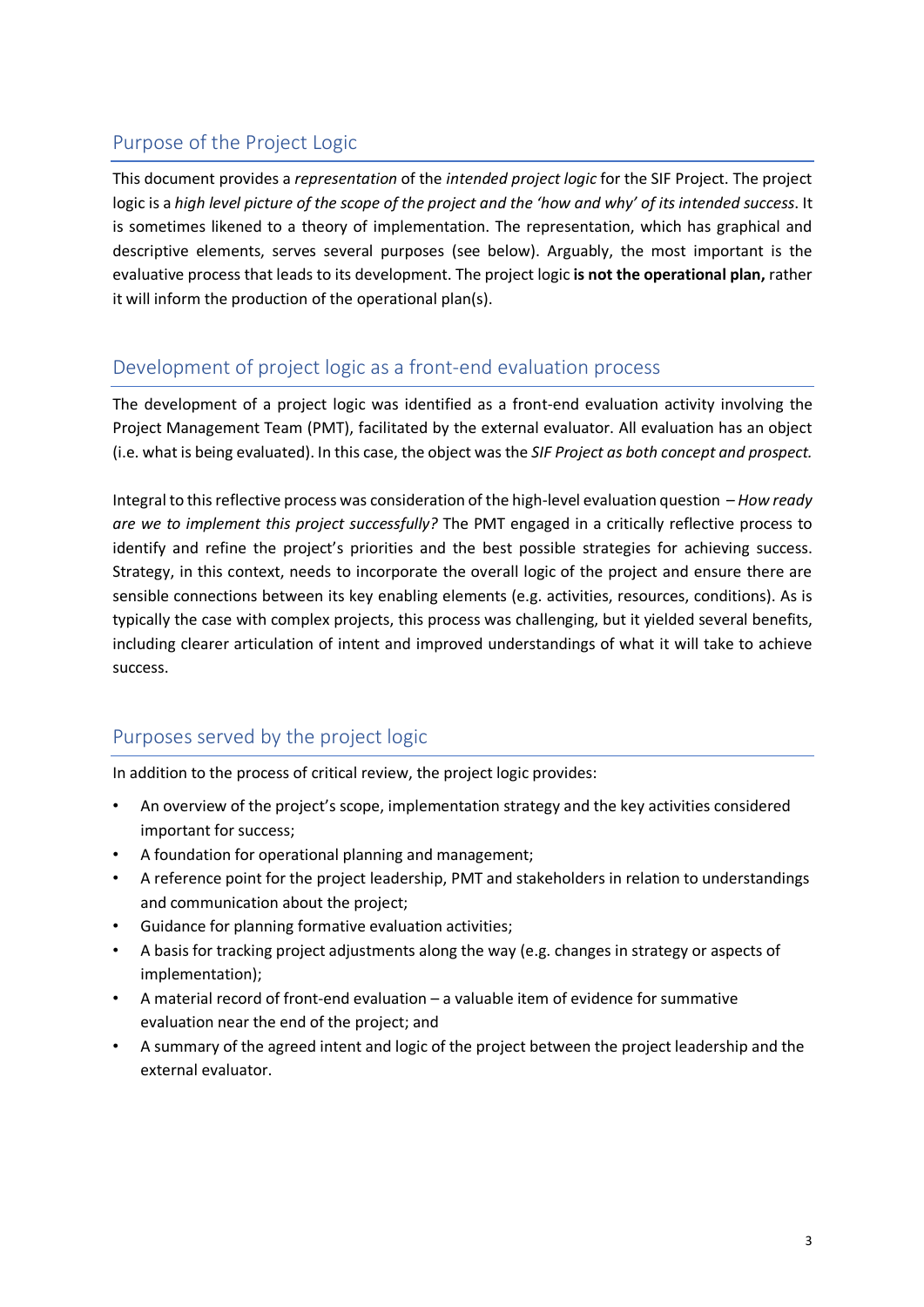## Purpose of the Project Logic

This document provides a *representation* of the *intended project logic* for the SIF Project. The project logic is a *high level picture of the scope of the project and the 'how and why' of its intended success*. It is sometimes likened to a theory of implementation. The representation, which has graphical and descriptive elements, serves several purposes (see below). Arguably, the most important is the evaluative process that leads to its development. The project logic **is not the operational plan,** rather it will inform the production of the operational plan(s).

## Development of project logic as a front-end evaluation process

The development of a project logic was identified as a front-end evaluation activity involving the Project Management Team (PMT), facilitated by the external evaluator. All evaluation has an object (i.e. what is being evaluated). In this case, the object was the *SIF Project as both concept and prospect.*

Integral to this reflective process was consideration of the high-level evaluation question – *How ready are we to implement this project successfully?* The PMT engaged in a critically reflective process to identify and refine the project's priorities and the best possible strategies for achieving success. Strategy, in this context, needs to incorporate the overall logic of the project and ensure there are sensible connections between its key enabling elements (e.g. activities, resources, conditions). As is typically the case with complex projects, this process was challenging, but it yielded several benefits, including clearer articulation of intent and improved understandings of what it will take to achieve success.

## Purposes served by the project logic

In addition to the process of critical review, the project logic provides:

- An overview of the project's scope, implementation strategy and the key activities considered important for success;
- A foundation for operational planning and management;
- A reference point for the project leadership, PMT and stakeholders in relation to understandings and communication about the project;
- Guidance for planning formative evaluation activities;
- A basis for tracking project adjustments along the way (e.g. changes in strategy or aspects of implementation);
- A material record of front-end evaluation – a valuable item of evidence for summative evaluation near the end of the project; and
- A summary of the agreed intent and logic of the project between the project leadership and the external evaluator.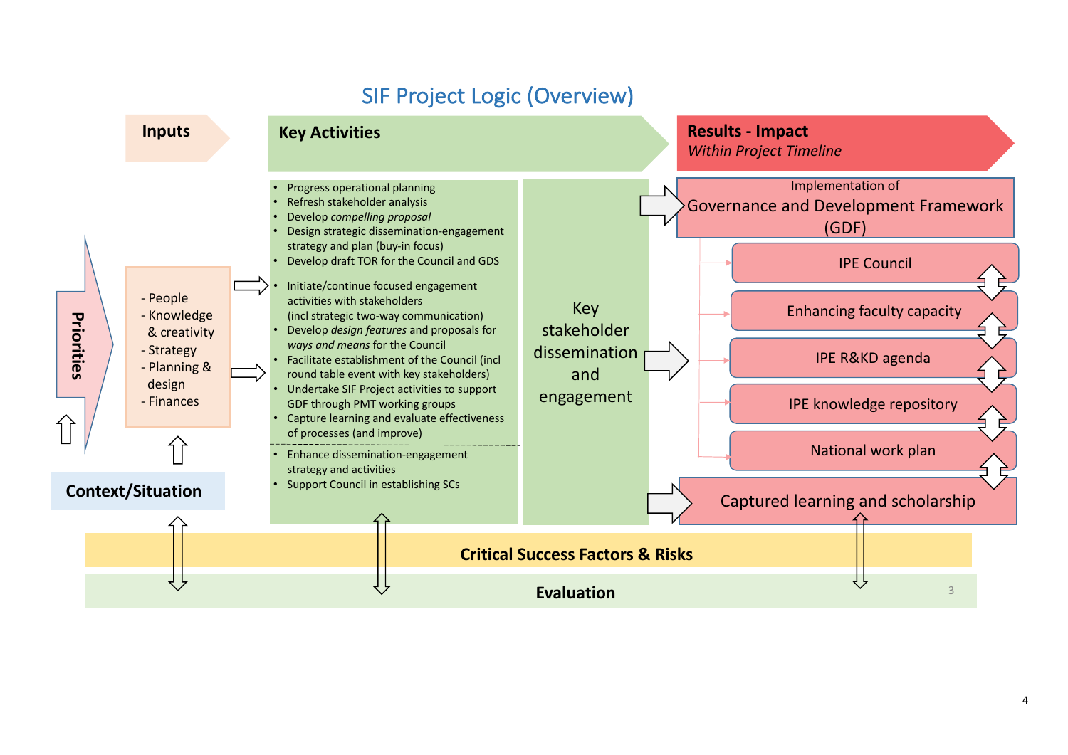# SIF Project Logic (Overview)

**Inputs**

- People
- Knowledge & creativity
- Strategy
- Planning & design
- Finances

**Priorities**

**Context/Situation**

**Key Activities**

- Progress operational planning
- Refresh stakeholder analysis
- Develop *compelling proposal*
- Design strategic dissemination-engagement strategy and plan (buy-in focus)
- Develop draft TOR for the Council and GDS

---

- Initiate/continue focused engagement activities with stakeholders (incl strategic two-way communication)
- Develop *design features* and proposals for *ways and means* for the Council
- Facilitate establishment of the Council (incl round table event with key stakeholders)
- Undertake SIF Project activities to support GDF through PMT working groups
- Capture learning and evaluate effectiveness of processes (and improve)

---

- Enhance dissemination-engagement strategy and activities
- Support Council in establishing SCs

Key stakeholder dissemination and engagement

**Results - Impact**
*Within Project Timeline*

Implementation of Governance and Development Framework (GDF)

- IPE Council
- Enhancing faculty capacity
- IPE R&KD agenda
- IPE knowledge repository
- National work plan

Captured learning and scholarship

**Critical Success Factors & Risks**

**Evaluation**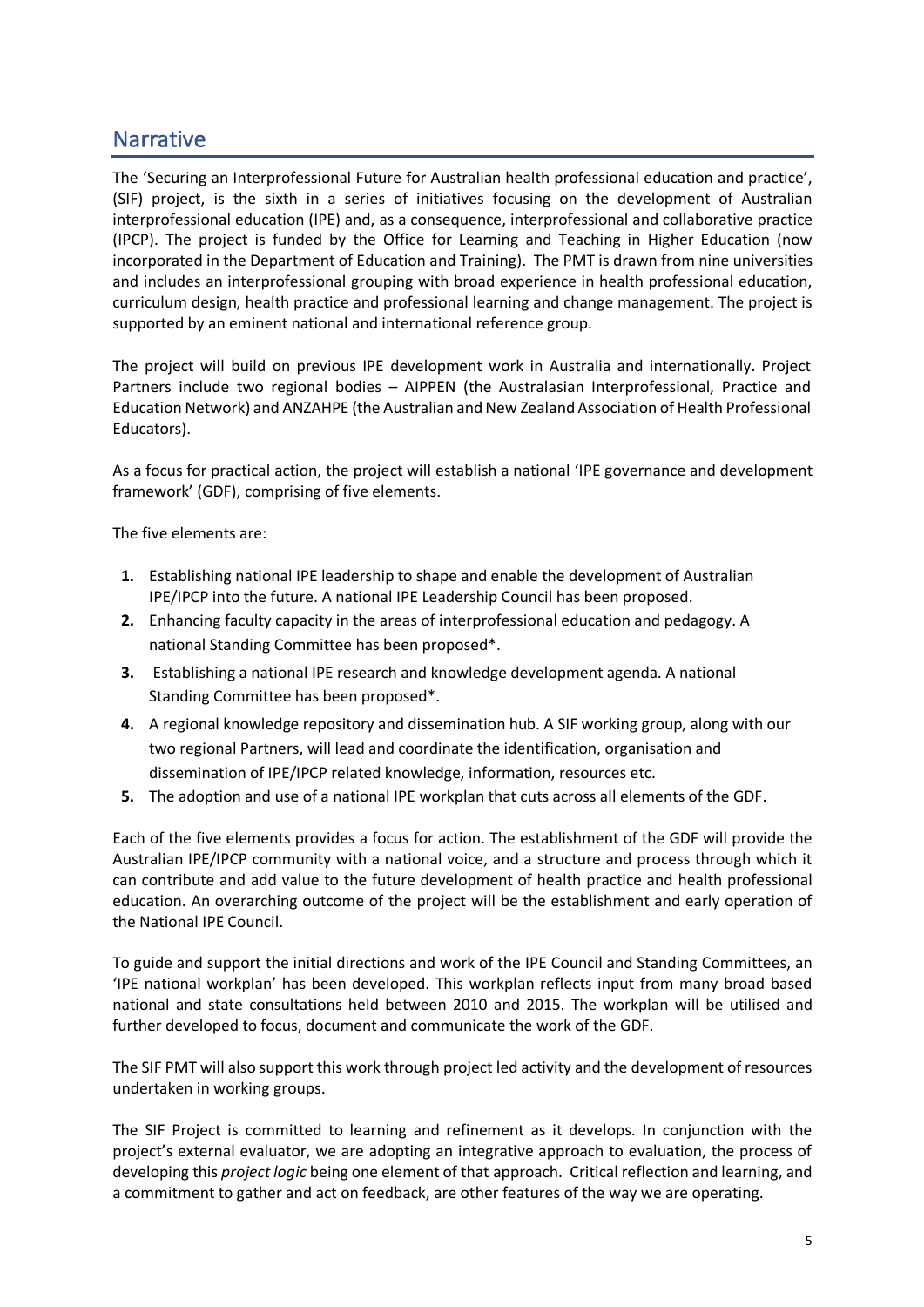## Narrative

The 'Securing an Interprofessional Future for Australian health professional education and practice', (SIF) project, is the sixth in a series of initiatives focusing on the development of Australian interprofessional education (IPE) and, as a consequence, interprofessional and collaborative practice (IPCP). The project is funded by the Office for Learning and Teaching in Higher Education (now incorporated in the Department of Education and Training). The PMT is drawn from nine universities and includes an interprofessional grouping with broad experience in health professional education, curriculum design, health practice and professional learning and change management. The project is supported by an eminent national and international reference group.

The project will build on previous IPE development work in Australia and internationally. Project Partners include two regional bodies – AIPPEN (the Australasian Interprofessional, Practice and Education Network) and ANZAHPE (the Australian and New Zealand Association of Health Professional Educators).

As a focus for practical action, the project will establish a national 'IPE governance and development framework' (GDF), comprising of five elements.

The five elements are:

1. Establishing national IPE leadership to shape and enable the development of Australian IPE/IPCP into the future. A national IPE Leadership Council has been proposed.
2. Enhancing faculty capacity in the areas of interprofessional education and pedagogy. A national Standing Committee has been proposed*.
3. Establishing a national IPE research and knowledge development agenda. A national Standing Committee has been proposed*.
4. A regional knowledge repository and dissemination hub. A SIF working group, along with our two regional Partners, will lead and coordinate the identification, organisation and dissemination of IPE/IPCP related knowledge, information, resources etc.
5. The adoption and use of a national IPE workplan that cuts across all elements of the GDF.

Each of the five elements provides a focus for action. The establishment of the GDF will provide the Australian IPE/IPCP community with a national voice, and a structure and process through which it can contribute and add value to the future development of health practice and health professional education. An overarching outcome of the project will be the establishment and early operation of the National IPE Council.

To guide and support the initial directions and work of the IPE Council and Standing Committees, an 'IPE national workplan' has been developed. This workplan reflects input from many broad based national and state consultations held between 2010 and 2015. The workplan will be utilised and further developed to focus, document and communicate the work of the GDF.

The SIF PMT will also support this work through project led activity and the development of resources undertaken in working groups.

The SIF Project is committed to learning and refinement as it develops. In conjunction with the project's external evaluator, we are adopting an integrative approach to evaluation, the process of developing this *project logic* being one element of that approach. Critical reflection and learning, and a commitment to gather and act on feedback, are other features of the way we are operating.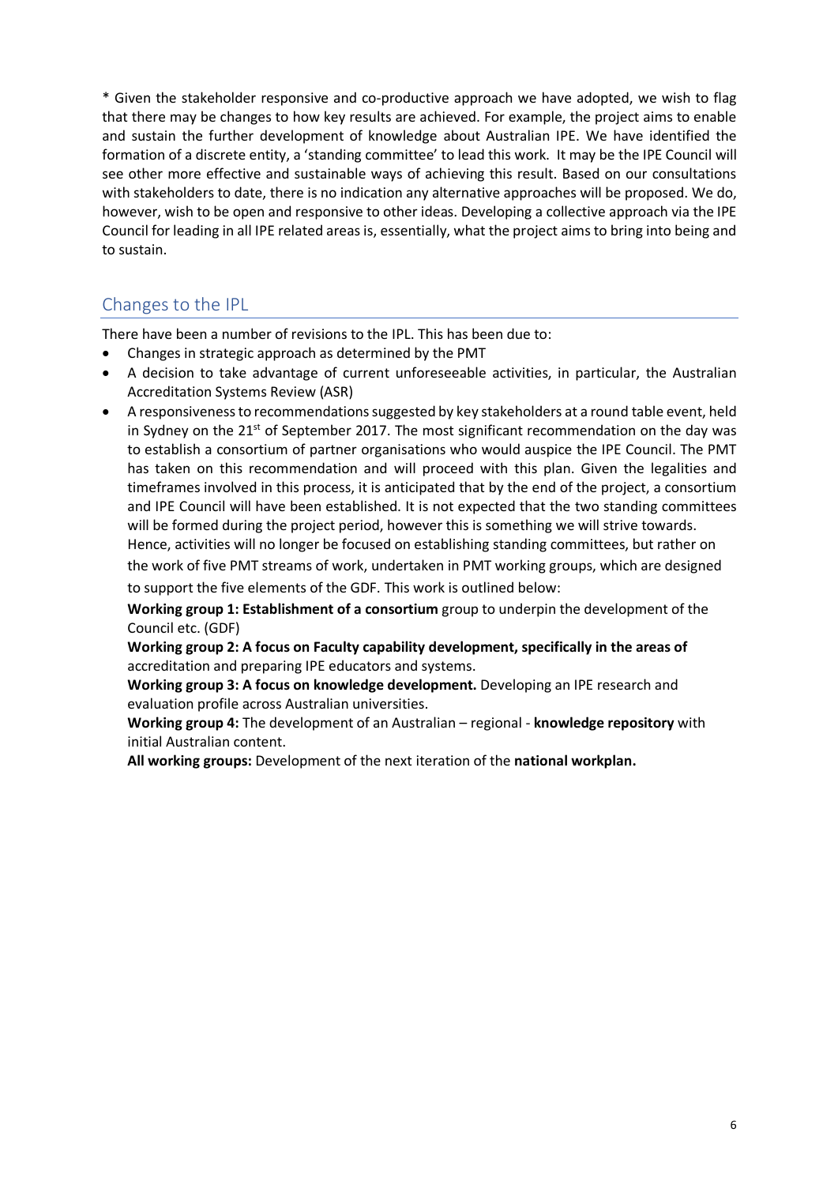* Given the stakeholder responsive and co-productive approach we have adopted, we wish to flag that there may be changes to how key results are achieved. For example, the project aims to enable and sustain the further development of knowledge about Australian IPE. We have identified the formation of a discrete entity, a 'standing committee' to lead this work. It may be the IPE Council will see other more effective and sustainable ways of achieving this result. Based on our consultations with stakeholders to date, there is no indication any alternative approaches will be proposed. We do, however, wish to be open and responsive to other ideas. Developing a collective approach via the IPE Council for leading in all IPE related areas is, essentially, what the project aims to bring into being and to sustain.

## Changes to the IPL

There have been a number of revisions to the IPL. This has been due to:

- Changes in strategic approach as determined by the PMT
- A decision to take advantage of current unforeseeable activities, in particular, the Australian Accreditation Systems Review (ASR)
- A responsiveness to recommendations suggested by key stakeholders at a round table event, held in Sydney on the 21st of September 2017. The most significant recommendation on the day was to establish a consortium of partner organisations who would auspice the IPE Council. The PMT has taken on this recommendation and will proceed with this plan. Given the legalities and timeframes involved in this process, it is anticipated that by the end of the project, a consortium and IPE Council will have been established. It is not expected that the two standing committees will be formed during the project period, however this is something we will strive towards.

  Hence, activities will no longer be focused on establishing standing committees, but rather on the work of five PMT streams of work, undertaken in PMT working groups, which are designed to support the five elements of the GDF. This work is outlined below:

  **Working group 1: Establishment of a consortium** group to underpin the development of the Council etc. (GDF)

  **Working group 2: A focus on Faculty capability development, specifically in the areas of** accreditation and preparing IPE educators and systems.

  **Working group 3: A focus on knowledge development.** Developing an IPE research and evaluation profile across Australian universities.

  **Working group 4:** The development of an Australian – regional - **knowledge repository** with initial Australian content.

  **All working groups:** Development of the next iteration of the **national workplan.**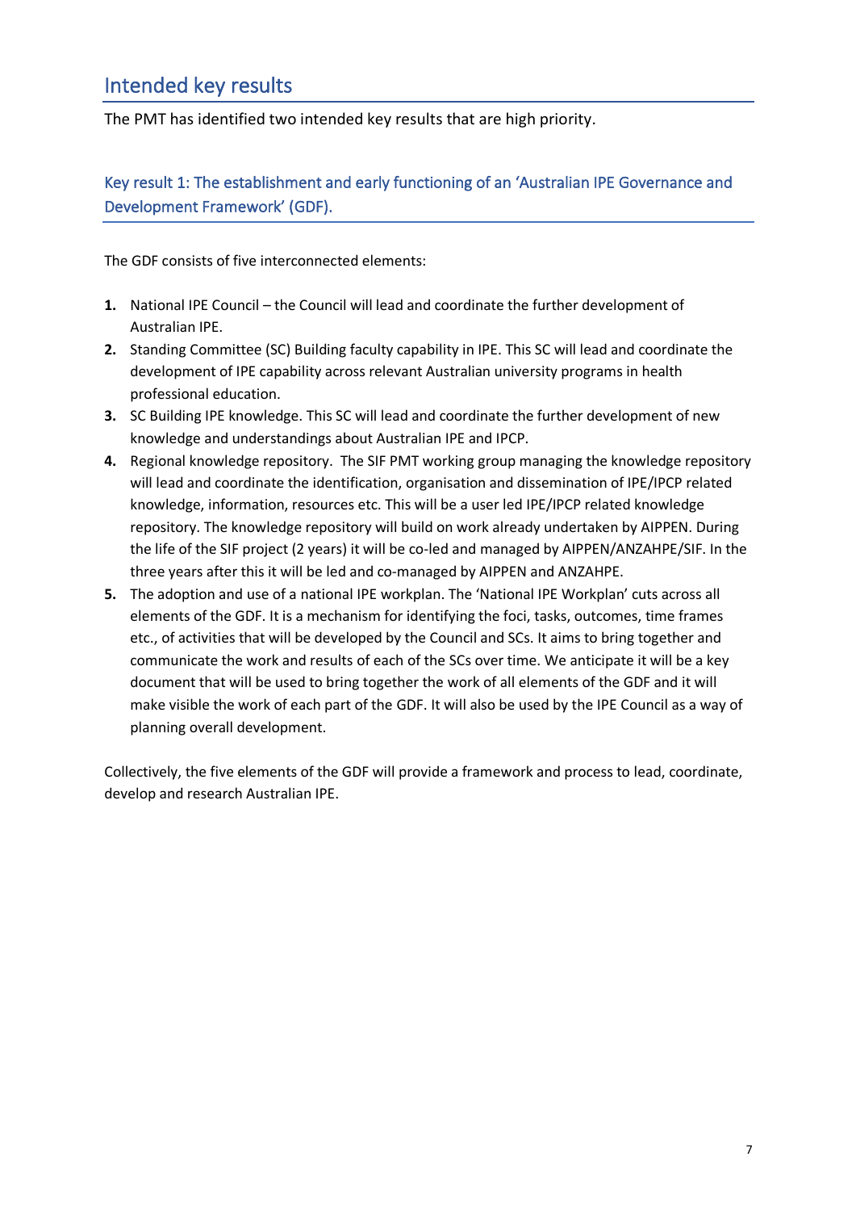## Intended key results

The PMT has identified two intended key results that are high priority.

### Key result 1: The establishment and early functioning of an 'Australian IPE Governance and Development Framework' (GDF).

The GDF consists of five interconnected elements:

1. National IPE Council – the Council will lead and coordinate the further development of Australian IPE.
2. Standing Committee (SC) Building faculty capability in IPE. This SC will lead and coordinate the development of IPE capability across relevant Australian university programs in health professional education.
3. SC Building IPE knowledge. This SC will lead and coordinate the further development of new knowledge and understandings about Australian IPE and IPCP.
4. Regional knowledge repository. The SIF PMT working group managing the knowledge repository will lead and coordinate the identification, organisation and dissemination of IPE/IPCP related knowledge, information, resources etc. This will be a user led IPE/IPCP related knowledge repository. The knowledge repository will build on work already undertaken by AIPPEN. During the life of the SIF project (2 years) it will be co-led and managed by AIPPEN/ANZAHPE/SIF. In the three years after this it will be led and co-managed by AIPPEN and ANZAHPE.
5. The adoption and use of a national IPE workplan. The 'National IPE Workplan' cuts across all elements of the GDF. It is a mechanism for identifying the foci, tasks, outcomes, time frames etc., of activities that will be developed by the Council and SCs. It aims to bring together and communicate the work and results of each of the SCs over time. We anticipate it will be a key document that will be used to bring together the work of all elements of the GDF and it will make visible the work of each part of the GDF. It will also be used by the IPE Council as a way of planning overall development.

Collectively, the five elements of the GDF will provide a framework and process to lead, coordinate, develop and research Australian IPE.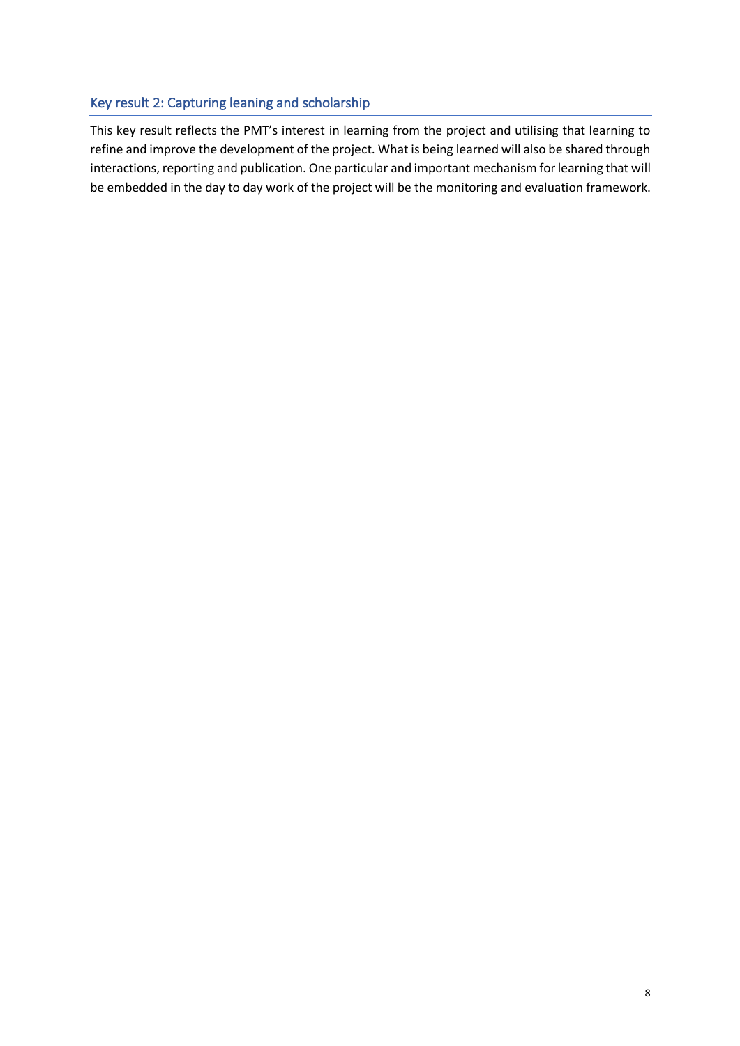## Key result 2: Capturing leaning and scholarship

This key result reflects the PMT's interest in learning from the project and utilising that learning to refine and improve the development of the project. What is being learned will also be shared through interactions, reporting and publication. One particular and important mechanism for learning that will be embedded in the day to day work of the project will be the monitoring and evaluation framework.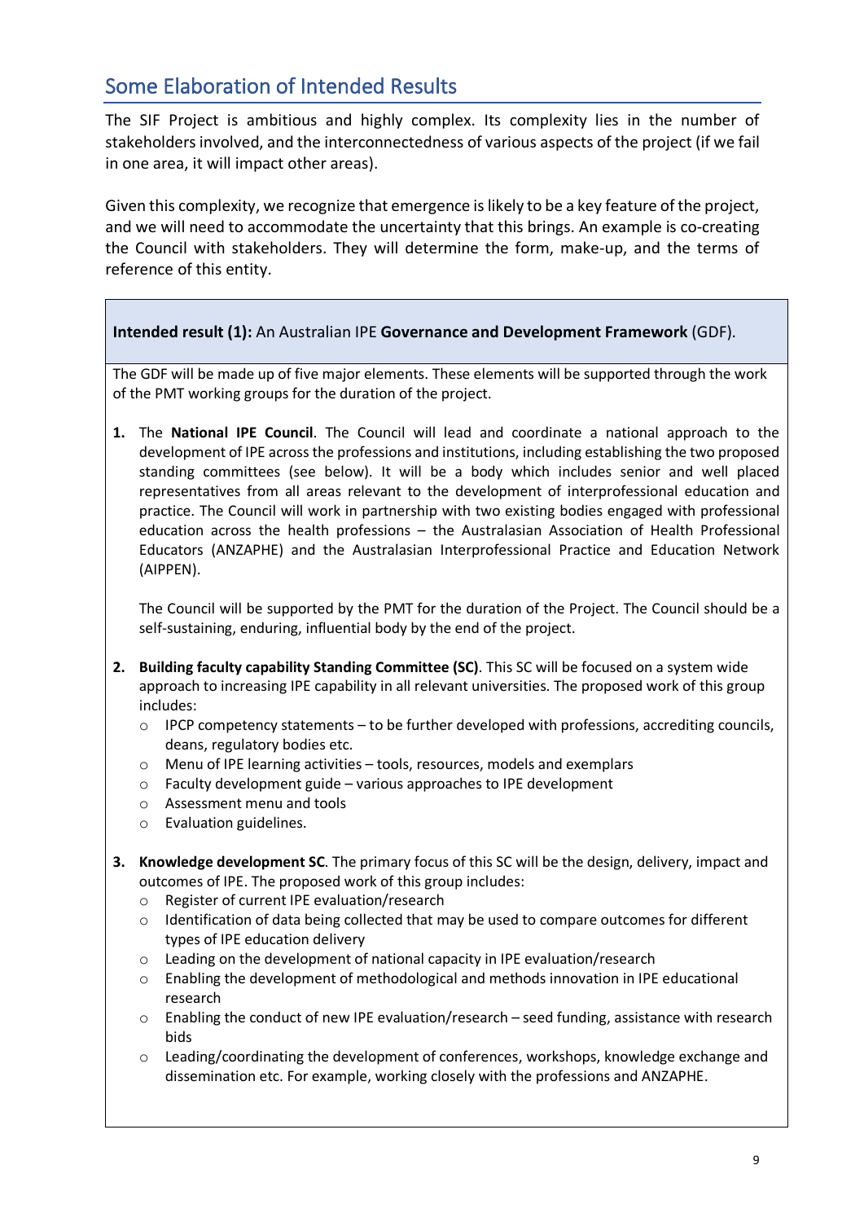## Some Elaboration of Intended Results

The SIF Project is ambitious and highly complex. Its complexity lies in the number of stakeholders involved, and the interconnectedness of various aspects of the project (if we fail in one area, it will impact other areas).

Given this complexity, we recognize that emergence is likely to be a key feature of the project, and we will need to accommodate the uncertainty that this brings. An example is co-creating the Council with stakeholders. They will determine the form, make-up, and the terms of reference of this entity.

**Intended result (1):** An Australian IPE **Governance and Development Framework** (GDF).

The GDF will be made up of five major elements. These elements will be supported through the work of the PMT working groups for the duration of the project.

1. The **National IPE Council**. The Council will lead and coordinate a national approach to the development of IPE across the professions and institutions, including establishing the two proposed standing committees (see below). It will be a body which includes senior and well placed representatives from all areas relevant to the development of interprofessional education and practice. The Council will work in partnership with two existing bodies engaged with professional education across the health professions – the Australasian Association of Health Professional Educators (ANZAPHE) and the Australasian Interprofessional Practice and Education Network (AIPPEN).

   The Council will be supported by the PMT for the duration of the Project. The Council should be a self-sustaining, enduring, influential body by the end of the project.

2. **Building faculty capability Standing Committee (SC)**. This SC will be focused on a system wide approach to increasing IPE capability in all relevant universities. The proposed work of this group includes:
   - IPCP competency statements – to be further developed with professions, accrediting councils, deans, regulatory bodies etc.
   - Menu of IPE learning activities – tools, resources, models and exemplars
   - Faculty development guide – various approaches to IPE development
   - Assessment menu and tools
   - Evaluation guidelines.

3. **Knowledge development SC**. The primary focus of this SC will be the design, delivery, impact and outcomes of IPE. The proposed work of this group includes:
   - Register of current IPE evaluation/research
   - Identification of data being collected that may be used to compare outcomes for different types of IPE education delivery
   - Leading on the development of national capacity in IPE evaluation/research
   - Enabling the development of methodological and methods innovation in IPE educational research
   - Enabling the conduct of new IPE evaluation/research – seed funding, assistance with research bids
   - Leading/coordinating the development of conferences, workshops, knowledge exchange and dissemination etc. For example, working closely with the professions and ANZAPHE.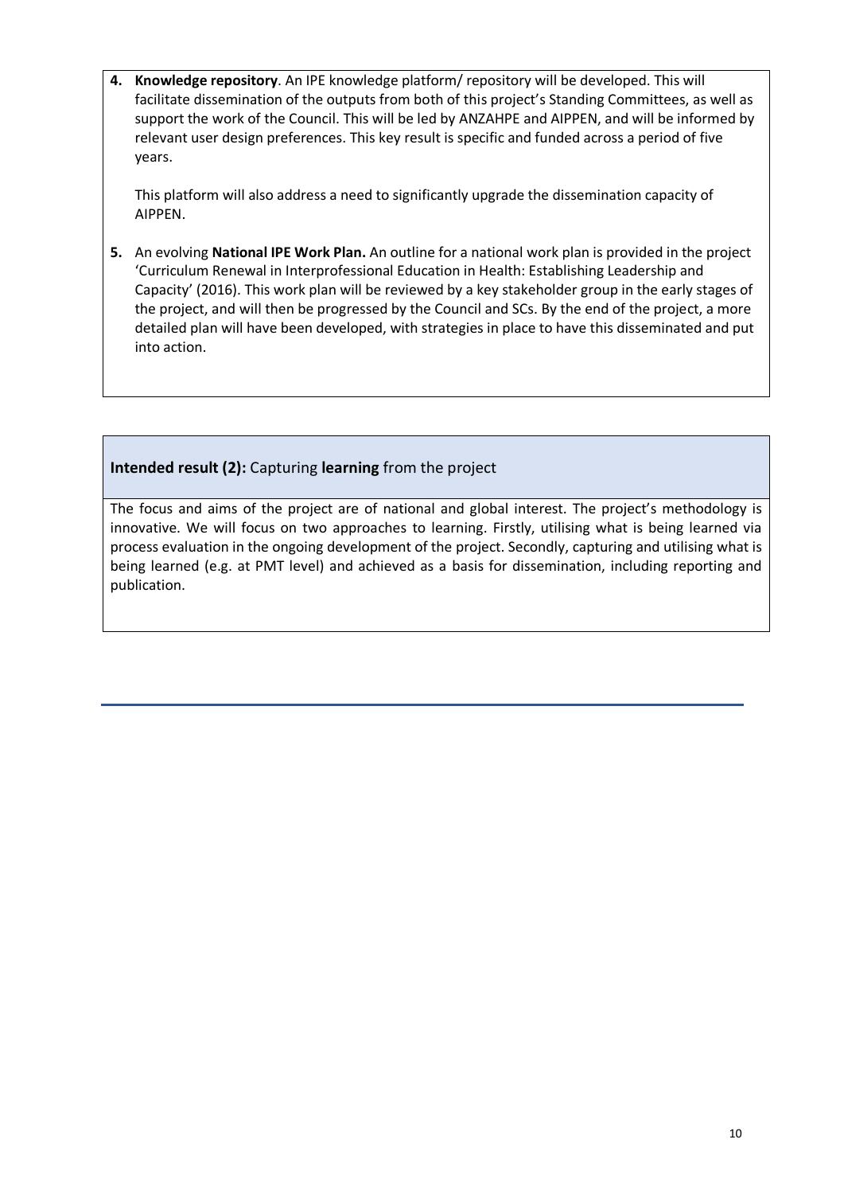4. **Knowledge repository**. An IPE knowledge platform/ repository will be developed. This will facilitate dissemination of the outputs from both of this project's Standing Committees, as well as support the work of the Council. This will be led by ANZAHPE and AIPPEN, and will be informed by relevant user design preferences. This key result is specific and funded across a period of five years.

   This platform will also address a need to significantly upgrade the dissemination capacity of AIPPEN.

5. An evolving **National IPE Work Plan.** An outline for a national work plan is provided in the project 'Curriculum Renewal in Interprofessional Education in Health: Establishing Leadership and Capacity' (2016). This work plan will be reviewed by a key stakeholder group in the early stages of the project, and will then be progressed by the Council and SCs. By the end of the project, a more detailed plan will have been developed, with strategies in place to have this disseminated and put into action.

**Intended result (2):** Capturing **learning** from the project

The focus and aims of the project are of national and global interest. The project's methodology is innovative. We will focus on two approaches to learning. Firstly, utilising what is being learned via process evaluation in the ongoing development of the project. Secondly, capturing and utilising what is being learned (e.g. at PMT level) and achieved as a basis for dissemination, including reporting and publication.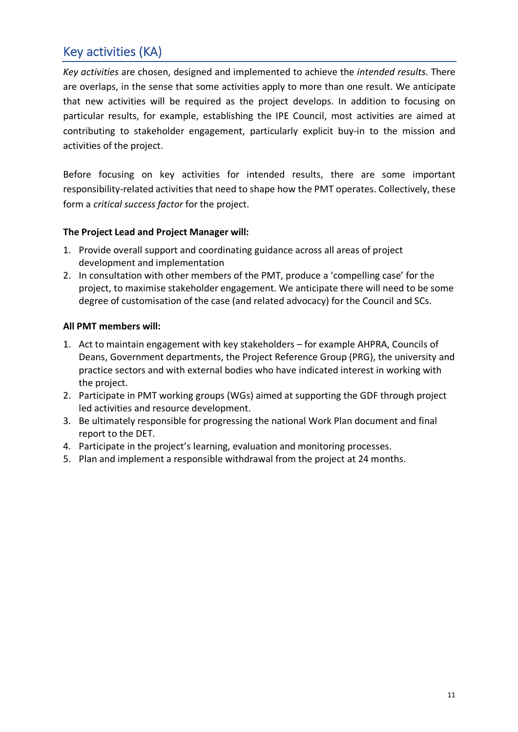## Key activities (KA)

*Key activities* are chosen, designed and implemented to achieve the *intended results*. There are overlaps, in the sense that some activities apply to more than one result. We anticipate that new activities will be required as the project develops. In addition to focusing on particular results, for example, establishing the IPE Council, most activities are aimed at contributing to stakeholder engagement, particularly explicit buy-in to the mission and activities of the project.

Before focusing on key activities for intended results, there are some important responsibility-related activities that need to shape how the PMT operates. Collectively, these form a *critical success factor* for the project.

**The Project Lead and Project Manager will:**

1. Provide overall support and coordinating guidance across all areas of project development and implementation
2. In consultation with other members of the PMT, produce a 'compelling case' for the project, to maximise stakeholder engagement. We anticipate there will need to be some degree of customisation of the case (and related advocacy) for the Council and SCs.

**All PMT members will:**

1. Act to maintain engagement with key stakeholders – for example AHPRA, Councils of Deans, Government departments, the Project Reference Group (PRG), the university and practice sectors and with external bodies who have indicated interest in working with the project.
2. Participate in PMT working groups (WGs) aimed at supporting the GDF through project led activities and resource development.
3. Be ultimately responsible for progressing the national Work Plan document and final report to the DET.
4. Participate in the project's learning, evaluation and monitoring processes.
5. Plan and implement a responsible withdrawal from the project at 24 months.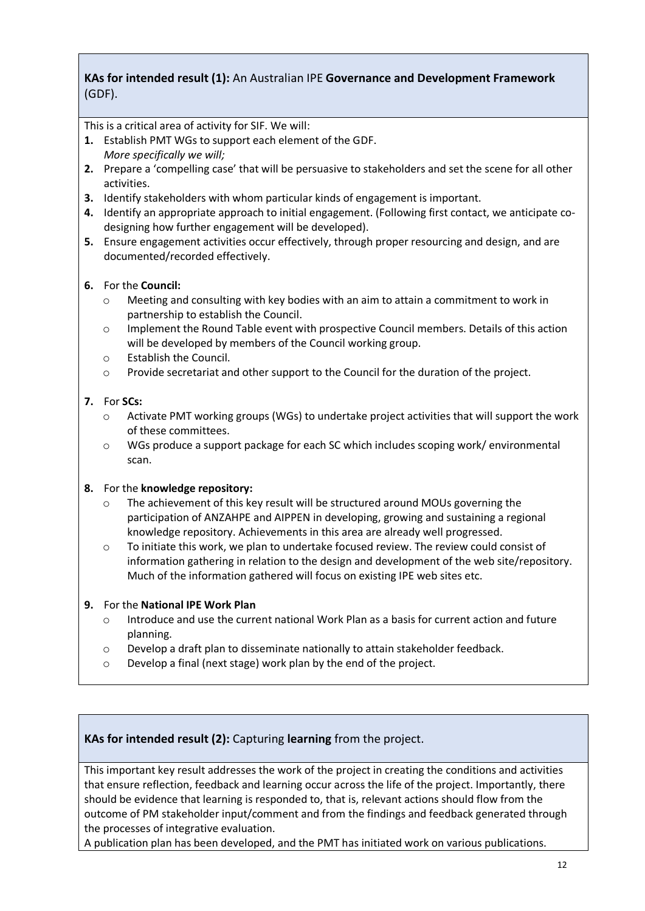**KAs for intended result (1):** An Australian IPE **Governance and Development Framework** (GDF).

This is a critical area of activity for SIF. We will:

1. Establish PMT WGs to support each element of the GDF.
   *More specifically we will;*
2. Prepare a 'compelling case' that will be persuasive to stakeholders and set the scene for all other activities.
3. Identify stakeholders with whom particular kinds of engagement is important.
4. Identify an appropriate approach to initial engagement. (Following first contact, we anticipate co-designing how further engagement will be developed).
5. Ensure engagement activities occur effectively, through proper resourcing and design, and are documented/recorded effectively.
6. For the **Council:**
   - Meeting and consulting with key bodies with an aim to attain a commitment to work in partnership to establish the Council.
   - Implement the Round Table event with prospective Council members. Details of this action will be developed by members of the Council working group.
   - Establish the Council.
   - Provide secretariat and other support to the Council for the duration of the project.
7. For **SCs:**
   - Activate PMT working groups (WGs) to undertake project activities that will support the work of these committees.
   - WGs produce a support package for each SC which includes scoping work/ environmental scan.
8. For the **knowledge repository:**
   - The achievement of this key result will be structured around MOUs governing the participation of ANZAHPE and AIPPEN in developing, growing and sustaining a regional knowledge repository. Achievements in this area are already well progressed.
   - To initiate this work, we plan to undertake focused review. The review could consist of information gathering in relation to the design and development of the web site/repository. Much of the information gathered will focus on existing IPE web sites etc.
9. For the **National IPE Work Plan**
   - Introduce and use the current national Work Plan as a basis for current action and future planning.
   - Develop a draft plan to disseminate nationally to attain stakeholder feedback.
   - Develop a final (next stage) work plan by the end of the project.

**KAs for intended result (2):** Capturing **learning** from the project.

This important key result addresses the work of the project in creating the conditions and activities that ensure reflection, feedback and learning occur across the life of the project. Importantly, there should be evidence that learning is responded to, that is, relevant actions should flow from the outcome of PM stakeholder input/comment and from the findings and feedback generated through the processes of integrative evaluation.

A publication plan has been developed, and the PMT has initiated work on various publications.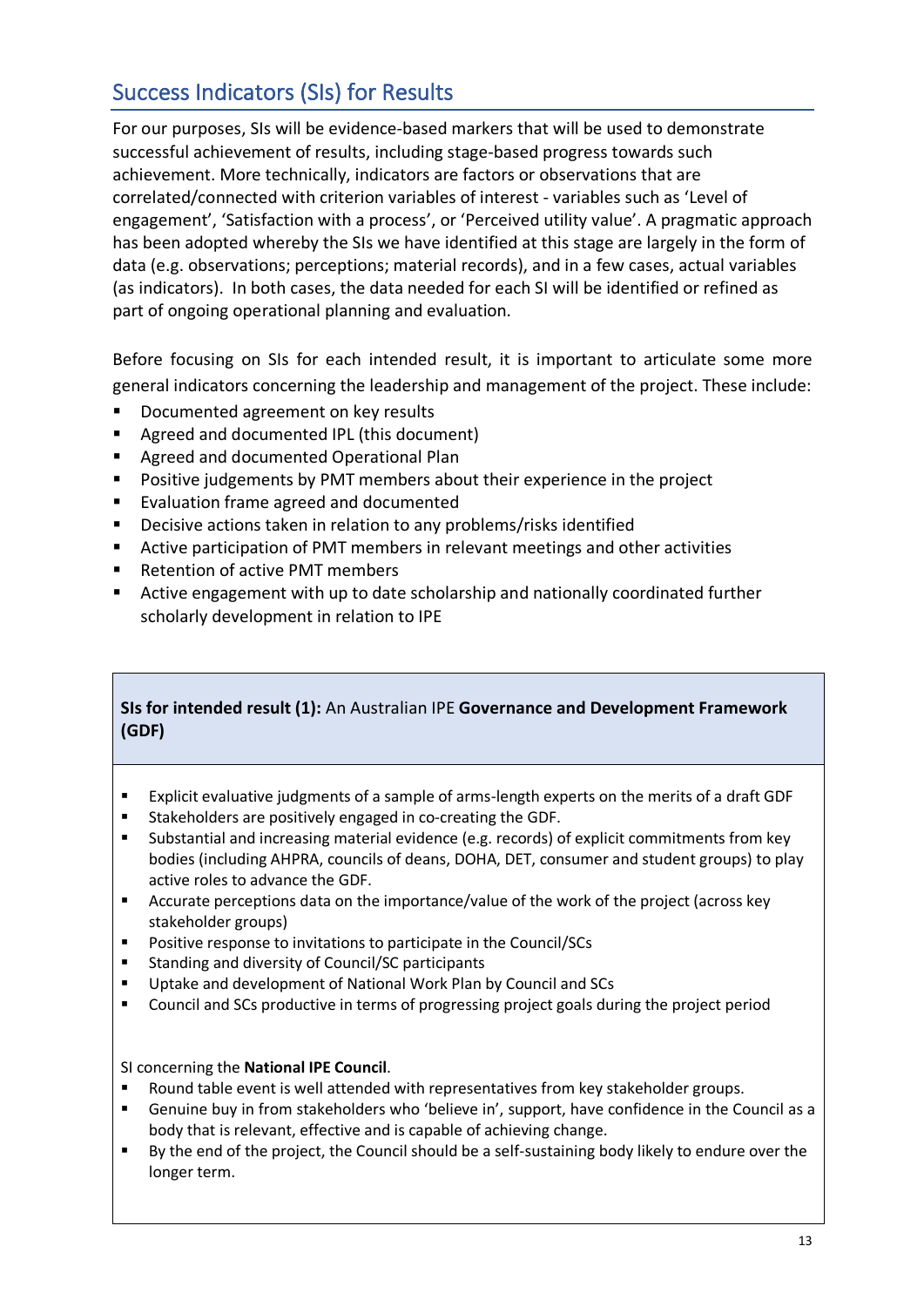## Success Indicators (SIs) for Results

For our purposes, SIs will be evidence-based markers that will be used to demonstrate successful achievement of results, including stage-based progress towards such achievement. More technically, indicators are factors or observations that are correlated/connected with criterion variables of interest - variables such as 'Level of engagement', 'Satisfaction with a process', or 'Perceived utility value'. A pragmatic approach has been adopted whereby the SIs we have identified at this stage are largely in the form of data (e.g. observations; perceptions; material records), and in a few cases, actual variables (as indicators). In both cases, the data needed for each SI will be identified or refined as part of ongoing operational planning and evaluation.

Before focusing on SIs for each intended result, it is important to articulate some more general indicators concerning the leadership and management of the project. These include:

- Documented agreement on key results
- Agreed and documented IPL (this document)
- Agreed and documented Operational Plan
- Positive judgements by PMT members about their experience in the project
- Evaluation frame agreed and documented
- Decisive actions taken in relation to any problems/risks identified
- Active participation of PMT members in relevant meetings and other activities
- Retention of active PMT members
- Active engagement with up to date scholarship and nationally coordinated further scholarly development in relation to IPE

**SIs for intended result (1):** An Australian IPE **Governance and Development Framework (GDF)**

- Explicit evaluative judgments of a sample of arms-length experts on the merits of a draft GDF
- Stakeholders are positively engaged in co-creating the GDF.
- Substantial and increasing material evidence (e.g. records) of explicit commitments from key bodies (including AHPRA, councils of deans, DOHA, DET, consumer and student groups) to play active roles to advance the GDF.
- Accurate perceptions data on the importance/value of the work of the project (across key stakeholder groups)
- Positive response to invitations to participate in the Council/SCs
- Standing and diversity of Council/SC participants
- Uptake and development of National Work Plan by Council and SCs
- Council and SCs productive in terms of progressing project goals during the project period

SI concerning the **National IPE Council**.

- Round table event is well attended with representatives from key stakeholder groups.
- Genuine buy in from stakeholders who 'believe in', support, have confidence in the Council as a body that is relevant, effective and is capable of achieving change.
- By the end of the project, the Council should be a self-sustaining body likely to endure over the longer term.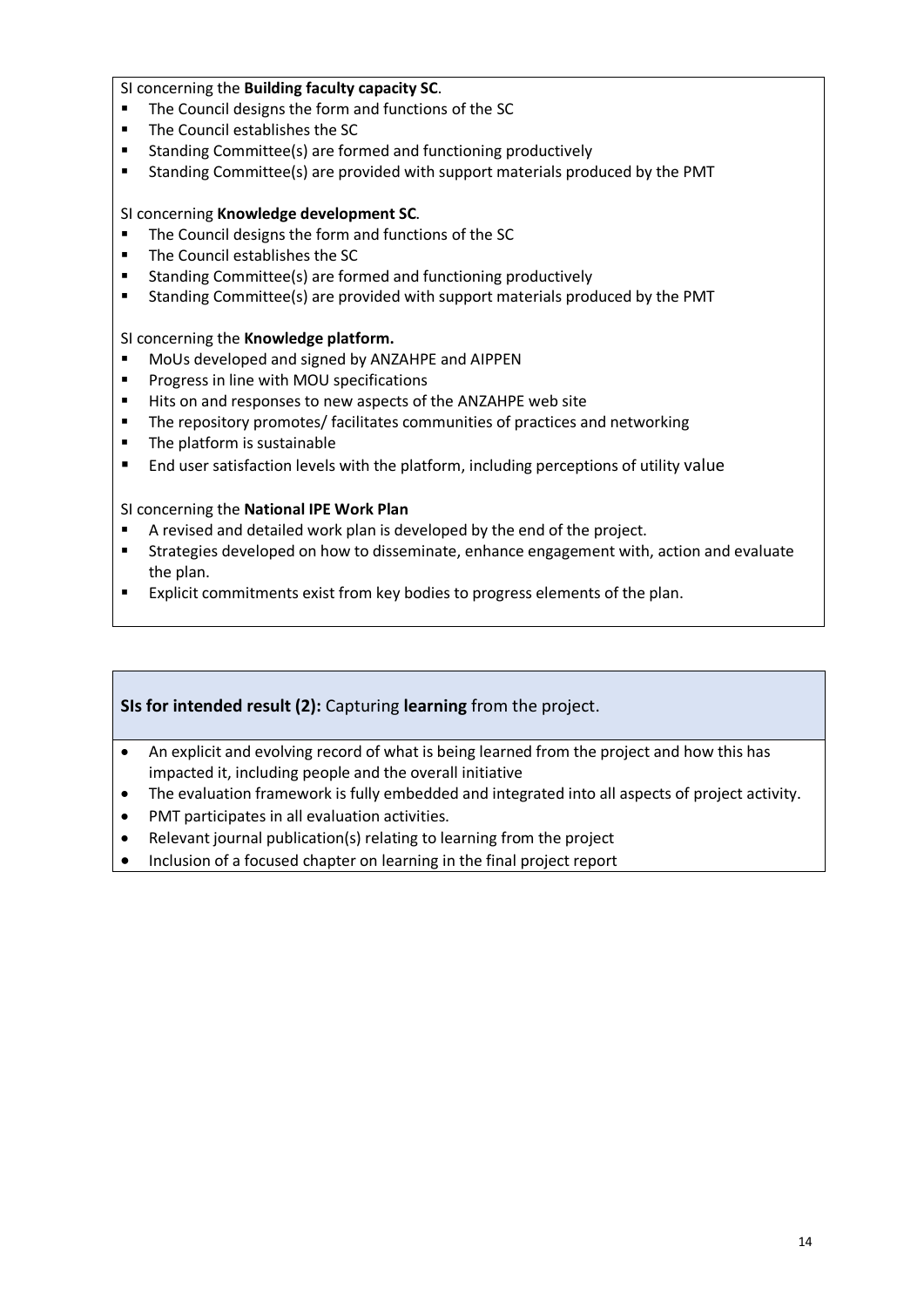SI concerning the **Building faculty capacity SC**.

- The Council designs the form and functions of the SC
- The Council establishes the SC
- Standing Committee(s) are formed and functioning productively
- Standing Committee(s) are provided with support materials produced by the PMT

SI concerning **Knowledge development SC**.

- The Council designs the form and functions of the SC
- The Council establishes the SC
- Standing Committee(s) are formed and functioning productively
- Standing Committee(s) are provided with support materials produced by the PMT

SI concerning the **Knowledge platform.**

- MoUs developed and signed by ANZAHPE and AIPPEN
- Progress in line with MOU specifications
- Hits on and responses to new aspects of the ANZAHPE web site
- The repository promotes/ facilitates communities of practices and networking
- The platform is sustainable
- End user satisfaction levels with the platform, including perceptions of utility value

SI concerning the **National IPE Work Plan**

- A revised and detailed work plan is developed by the end of the project.
- Strategies developed on how to disseminate, enhance engagement with, action and evaluate the plan.
- Explicit commitments exist from key bodies to progress elements of the plan.

**SIs for intended result (2):** Capturing **learning** from the project.

- An explicit and evolving record of what is being learned from the project and how this has impacted it, including people and the overall initiative
- The evaluation framework is fully embedded and integrated into all aspects of project activity.
- PMT participates in all evaluation activities.
- Relevant journal publication(s) relating to learning from the project
- Inclusion of a focused chapter on learning in the final project report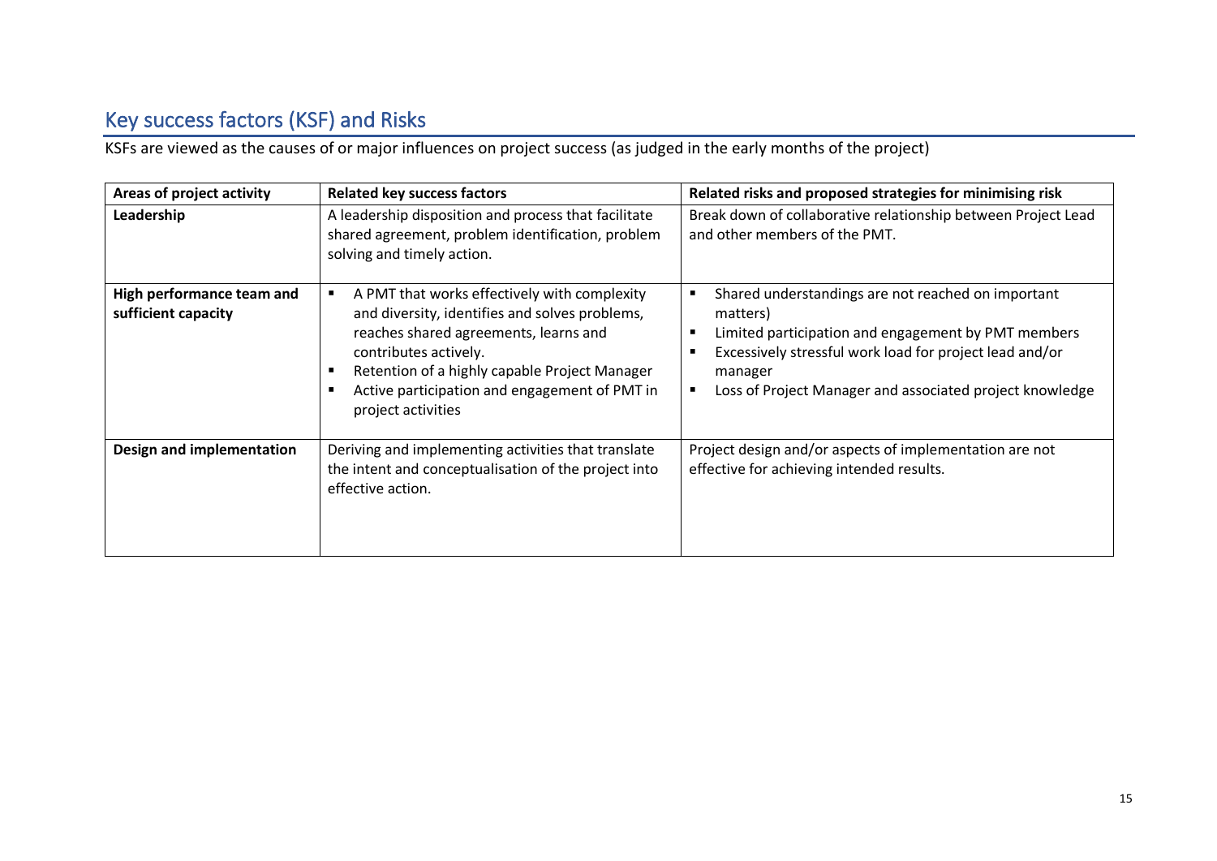## Key success factors (KSF) and Risks

KSFs are viewed as the causes of or major influences on project success (as judged in the early months of the project)

| Areas of project activity | Related key success factors | Related risks and proposed strategies for minimising risk |
|---|---|---|
| **Leadership** | A leadership disposition and process that facilitate shared agreement, problem identification, problem solving and timely action. | Break down of collaborative relationship between Project Lead and other members of the PMT. |
| **High performance team and sufficient capacity** | ▪ A PMT that works effectively with complexity and diversity, identifies and solves problems, reaches shared agreements, learns and contributes actively.<br>▪ Retention of a highly capable Project Manager<br>▪ Active participation and engagement of PMT in project activities | ▪ Shared understandings are not reached on important matters)<br>▪ Limited participation and engagement by PMT members<br>▪ Excessively stressful work load for project lead and/or manager<br>▪ Loss of Project Manager and associated project knowledge |
| **Design and implementation** | Deriving and implementing activities that translate the intent and conceptualisation of the project into effective action. | Project design and/or aspects of implementation are not effective for achieving intended results. |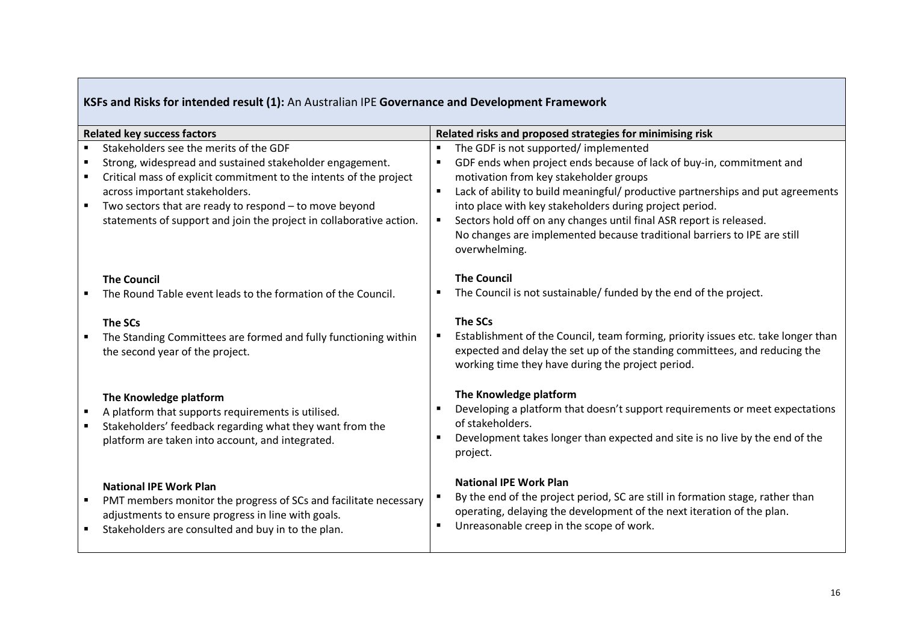| **KSFs and Risks for intended result (1):** An Australian IPE **Governance and Development Framework** | |
|---|---|
| **Related key success factors** | **Related risks and proposed strategies for minimising risk** |
| ▪ Stakeholders see the merits of the GDF<br>▪ Strong, widespread and sustained stakeholder engagement.<br>▪ Critical mass of explicit commitment to the intents of the project across important stakeholders.<br>▪ Two sectors that are ready to respond – to move beyond statements of support and join the project in collaborative action. | ▪ The GDF is not supported/ implemented<br>▪ GDF ends when project ends because of lack of buy-in, commitment and motivation from key stakeholder groups<br>▪ Lack of ability to build meaningful/ productive partnerships and put agreements into place with key stakeholders during project period.<br>▪ Sectors hold off on any changes until final ASR report is released. No changes are implemented because traditional barriers to IPE are still overwhelming. |
| **The Council**<br>▪ The Round Table event leads to the formation of the Council. | **The Council**<br>▪ The Council is not sustainable/ funded by the end of the project. |
| **The SCs**<br>▪ The Standing Committees are formed and fully functioning within the second year of the project. | **The SCs**<br>▪ Establishment of the Council, team forming, priority issues etc. take longer than expected and delay the set up of the standing committees, and reducing the working time they have during the project period. |
| **The Knowledge platform**<br>▪ A platform that supports requirements is utilised.<br>▪ Stakeholders' feedback regarding what they want from the platform are taken into account, and integrated. | **The Knowledge platform**<br>▪ Developing a platform that doesn't support requirements or meet expectations of stakeholders.<br>▪ Development takes longer than expected and site is no live by the end of the project. |
| **National IPE Work Plan**<br>▪ PMT members monitor the progress of SCs and facilitate necessary adjustments to ensure progress in line with goals.<br>▪ Stakeholders are consulted and buy in to the plan. | **National IPE Work Plan**<br>▪ By the end of the project period, SC are still in formation stage, rather than operating, delaying the development of the next iteration of the plan.<br>▪ Unreasonable creep in the scope of work. |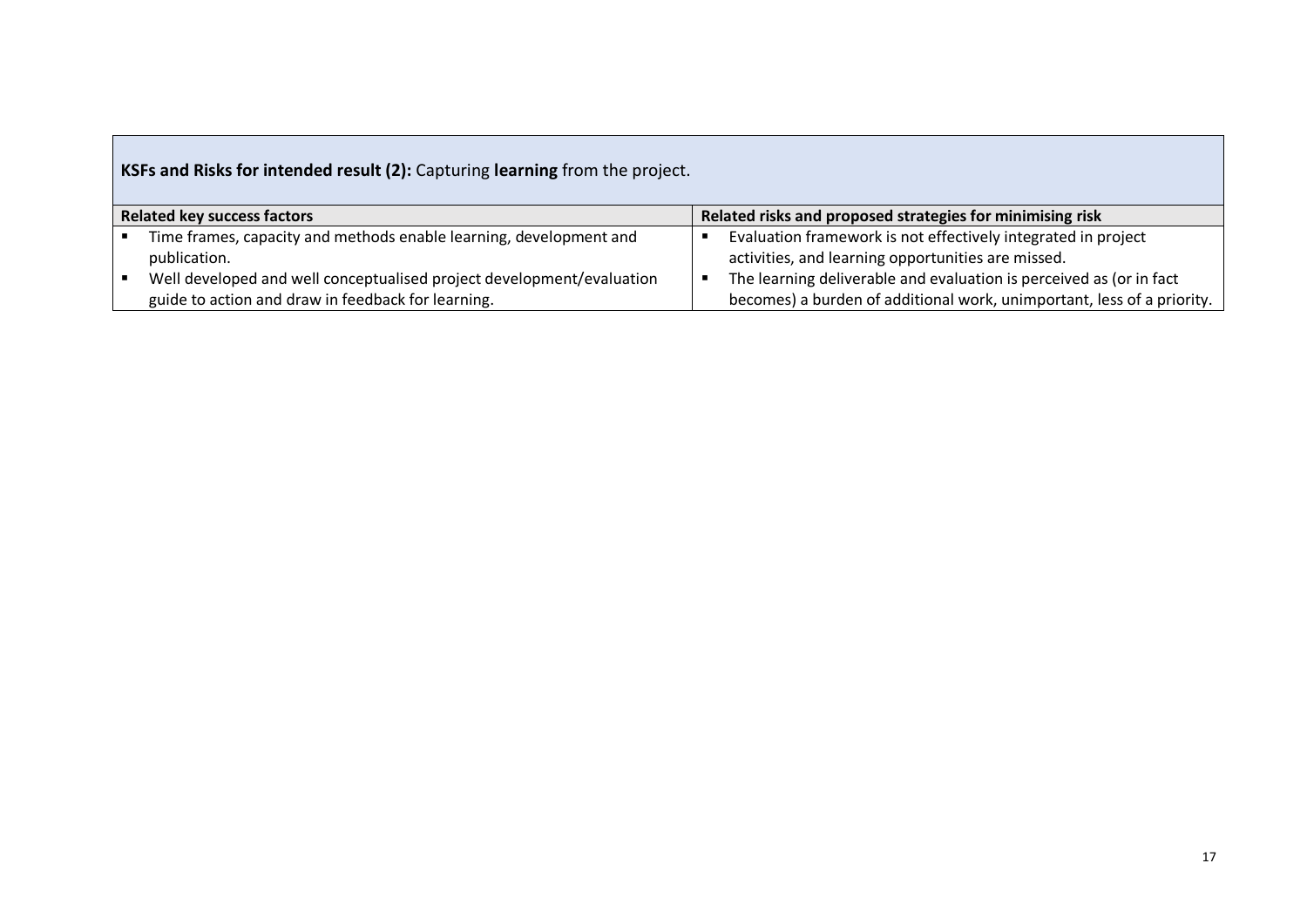| **KSFs and Risks for intended result (2):** Capturing **learning** from the project. | |
|---|---|
| **Related key success factors** | **Related risks and proposed strategies for minimising risk** |
| ▪ Time frames, capacity and methods enable learning, development and publication.<br>▪ Well developed and well conceptualised project development/evaluation guide to action and draw in feedback for learning. | ▪ Evaluation framework is not effectively integrated in project activities, and learning opportunities are missed.<br>▪ The learning deliverable and evaluation is perceived as (or in fact becomes) a burden of additional work, unimportant, less of a priority. |